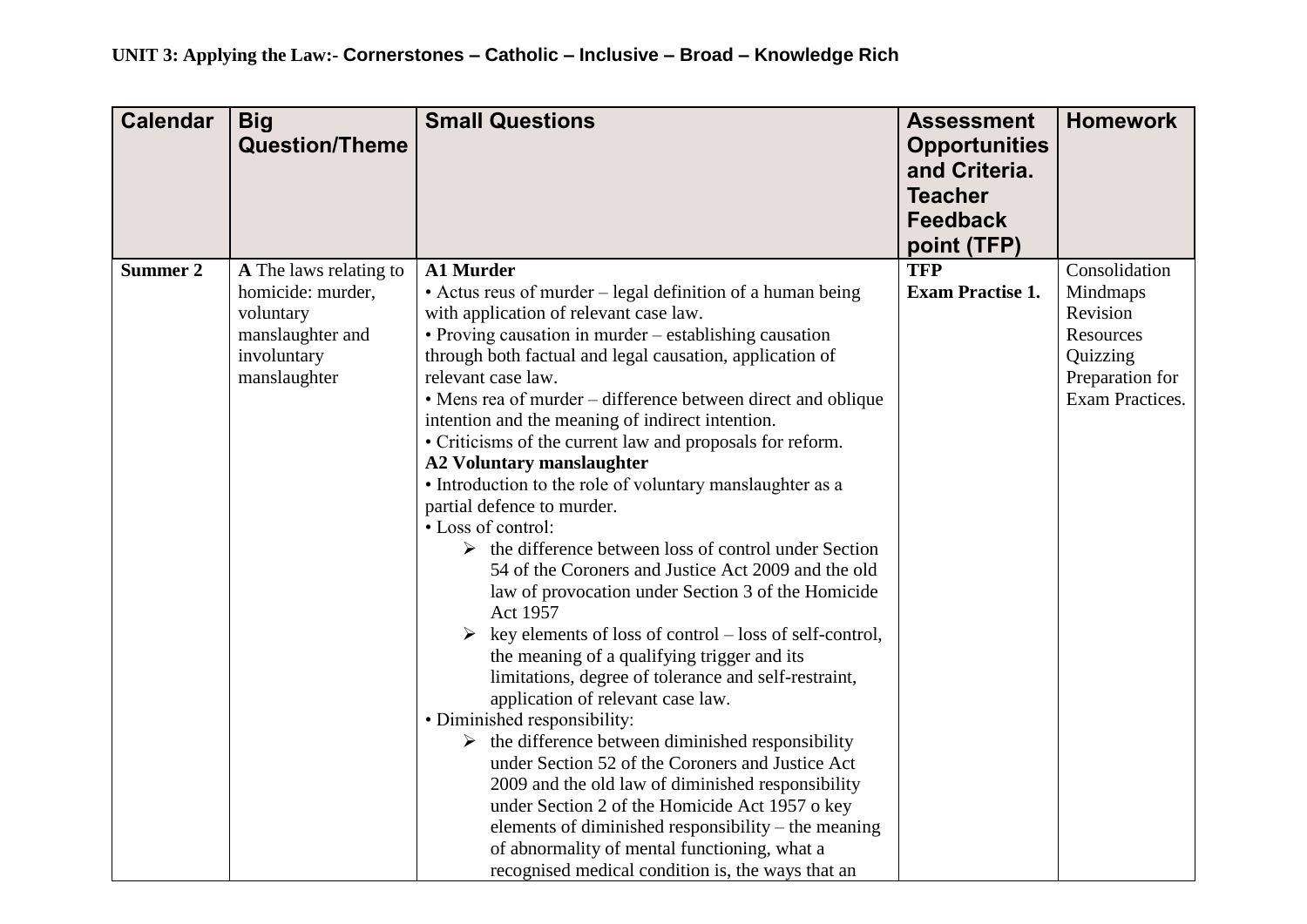**UNIT 3: Applying the Law:- Cornerstones – Catholic – Inclusive – Broad – Knowledge Rich**

| Calendar | Big Question/Theme | Small Questions | Assessment Opportunities and Criteria. Teacher Feedback point (TFP) | Homework |
|---|---|---|---|---|
| **Summer 2** | **A** The laws relating to homicide: murder, voluntary manslaughter and involuntary manslaughter | **A1 Murder**<br>• Actus reus of murder – legal definition of a human being with application of relevant case law.<br>• Proving causation in murder – establishing causation through both factual and legal causation, application of relevant case law.<br>• Mens rea of murder – difference between direct and oblique intention and the meaning of indirect intention.<br>• Criticisms of the current law and proposals for reform.<br>**A2 Voluntary manslaughter**<br>• Introduction to the role of voluntary manslaughter as a partial defence to murder.<br>• Loss of control:<br>➢ the difference between loss of control under Section 54 of the Coroners and Justice Act 2009 and the old law of provocation under Section 3 of the Homicide Act 1957<br>➢ key elements of loss of control – loss of self-control, the meaning of a qualifying trigger and its limitations, degree of tolerance and self-restraint, application of relevant case law.<br>• Diminished responsibility:<br>➢ the difference between diminished responsibility under Section 52 of the Coroners and Justice Act 2009 and the old law of diminished responsibility under Section 2 of the Homicide Act 1957 o key elements of diminished responsibility – the meaning of abnormality of mental functioning, what a recognised medical condition is, the ways that an | **TFP**<br>**Exam Practise 1.** | Consolidation<br>Mindmaps<br>Revision<br>Resources<br>Quizzing<br>Preparation for Exam Practices. |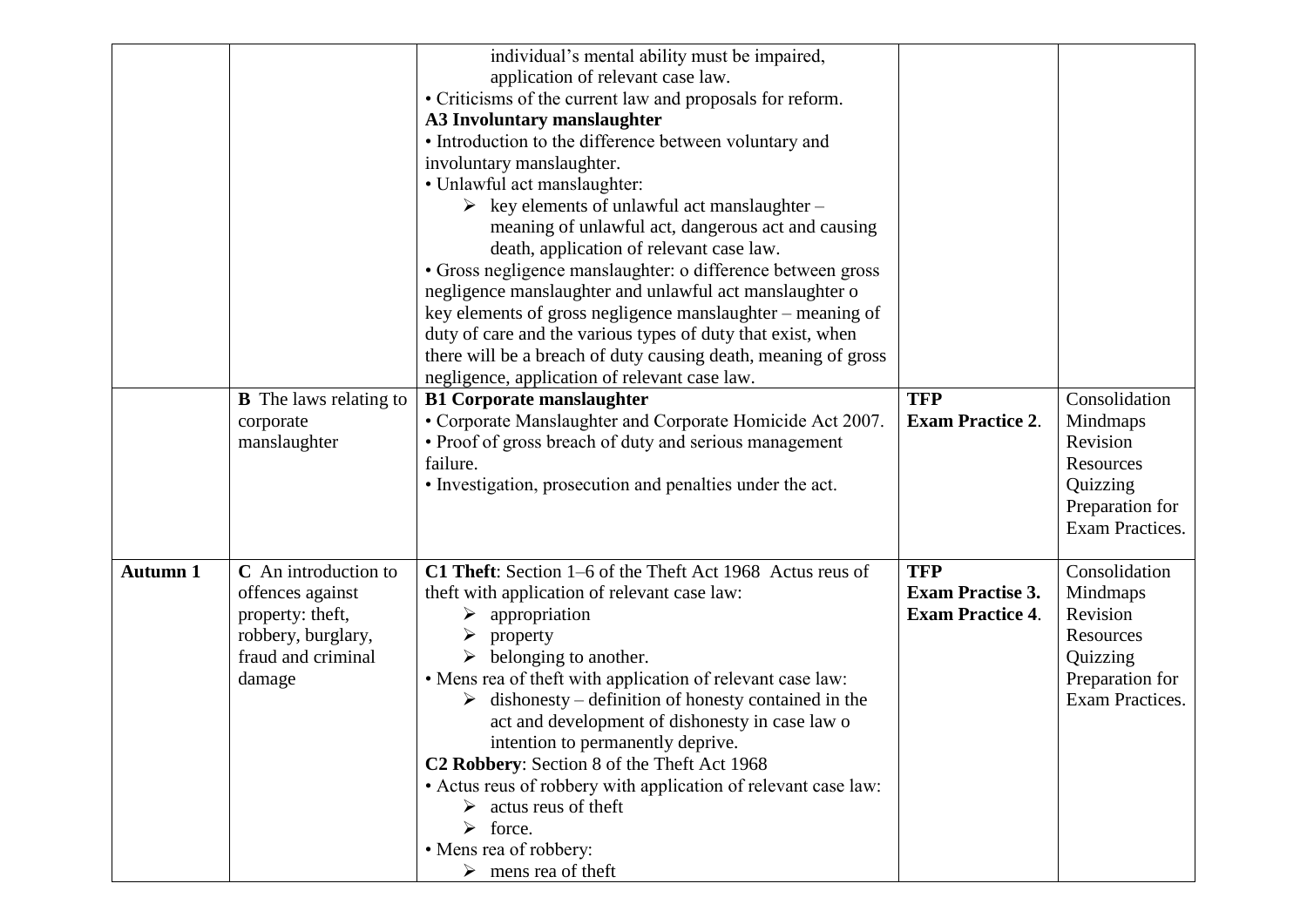| | | | | |
|---|---|---|---|---|
| | | individual's mental ability must be impaired, application of relevant case law.<br>• Criticisms of the current law and proposals for reform.<br>**A3 Involuntary manslaughter**<br>• Introduction to the difference between voluntary and involuntary manslaughter.<br>• Unlawful act manslaughter:<br>➢ key elements of unlawful act manslaughter – meaning of unlawful act, dangerous act and causing death, application of relevant case law.<br>• Gross negligence manslaughter: o difference between gross negligence manslaughter and unlawful act manslaughter o key elements of gross negligence manslaughter – meaning of duty of care and the various types of duty that exist, when there will be a breach of duty causing death, meaning of gross negligence, application of relevant case law. | | |
| | **B** The laws relating to corporate manslaughter | **B1 Corporate manslaughter**<br>• Corporate Manslaughter and Corporate Homicide Act 2007.<br>• Proof of gross breach of duty and serious management failure.<br>• Investigation, prosecution and penalties under the act. | **TFP**<br>**Exam Practice 2**. | Consolidation<br>Mindmaps<br>Revision Resources<br>Quizzing<br>Preparation for Exam Practices. |
| **Autumn 1** | **C** An introduction to offences against property: theft, robbery, burglary, fraud and criminal damage | **C1 Theft**: Section 1–6 of the Theft Act 1968 Actus reus of theft with application of relevant case law:<br>➢ appropriation<br>➢ property<br>➢ belonging to another.<br>• Mens rea of theft with application of relevant case law:<br>➢ dishonesty – definition of honesty contained in the act and development of dishonesty in case law o intention to permanently deprive.<br>**C2 Robbery**: Section 8 of the Theft Act 1968<br>• Actus reus of robbery with application of relevant case law:<br>➢ actus reus of theft<br>➢ force.<br>• Mens rea of robbery:<br>➢ mens rea of theft | **TFP**<br>**Exam Practise 3.**<br>**Exam Practice 4**. | Consolidation<br>Mindmaps<br>Revision Resources<br>Quizzing<br>Preparation for Exam Practices. |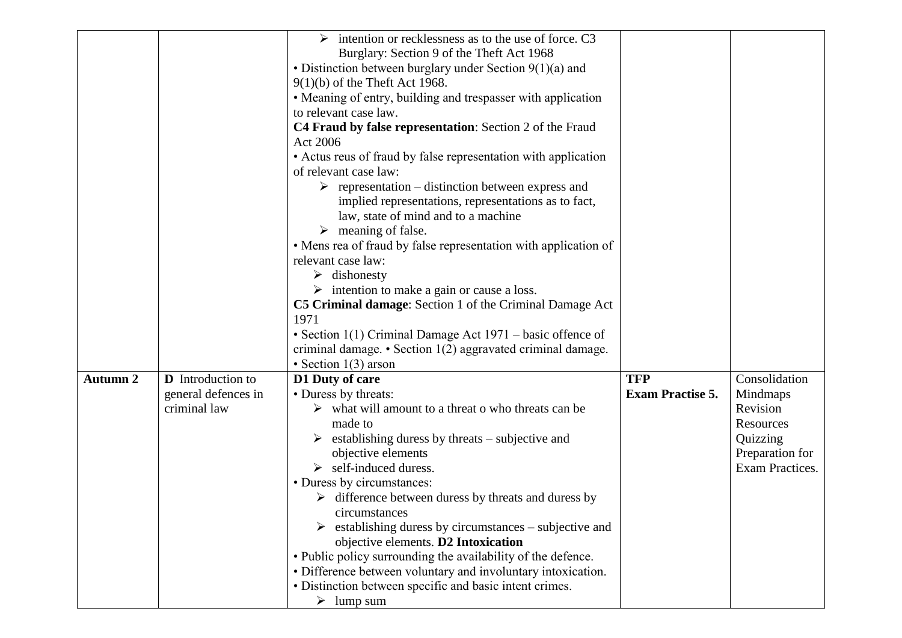| | | | | |
|---|---|---|---|---|
| | | ➢ intention or recklessness as to the use of force. C3 Burglary: Section 9 of the Theft Act 1968<br>• Distinction between burglary under Section 9(1)(a) and 9(1)(b) of the Theft Act 1968.<br>• Meaning of entry, building and trespasser with application to relevant case law.<br>**C4 Fraud by false representation**: Section 2 of the Fraud Act 2006<br>• Actus reus of fraud by false representation with application of relevant case law:<br>➢ representation – distinction between express and implied representations, representations as to fact, law, state of mind and to a machine<br>➢ meaning of false.<br>• Mens rea of fraud by false representation with application of relevant case law:<br>➢ dishonesty<br>➢ intention to make a gain or cause a loss.<br>**C5 Criminal damage**: Section 1 of the Criminal Damage Act 1971<br>• Section 1(1) Criminal Damage Act 1971 – basic offence of criminal damage. • Section 1(2) aggravated criminal damage.<br>• Section 1(3) arson | | |
| **Autumn 2** | **D** Introduction to general defences in criminal law | **D1 Duty of care**<br>• Duress by threats:<br>➢ what will amount to a threat o who threats can be made to<br>➢ establishing duress by threats – subjective and objective elements<br>➢ self-induced duress.<br>• Duress by circumstances:<br>➢ difference between duress by threats and duress by circumstances<br>➢ establishing duress by circumstances – subjective and objective elements. **D2 Intoxication**<br>• Public policy surrounding the availability of the defence.<br>• Difference between voluntary and involuntary intoxication.<br>• Distinction between specific and basic intent crimes.<br>➢ lump sum | **TFP**<br>**Exam Practise 5.** | Consolidation<br>Mindmaps<br>Revision<br>Resources<br>Quizzing<br>Preparation for Exam Practices. |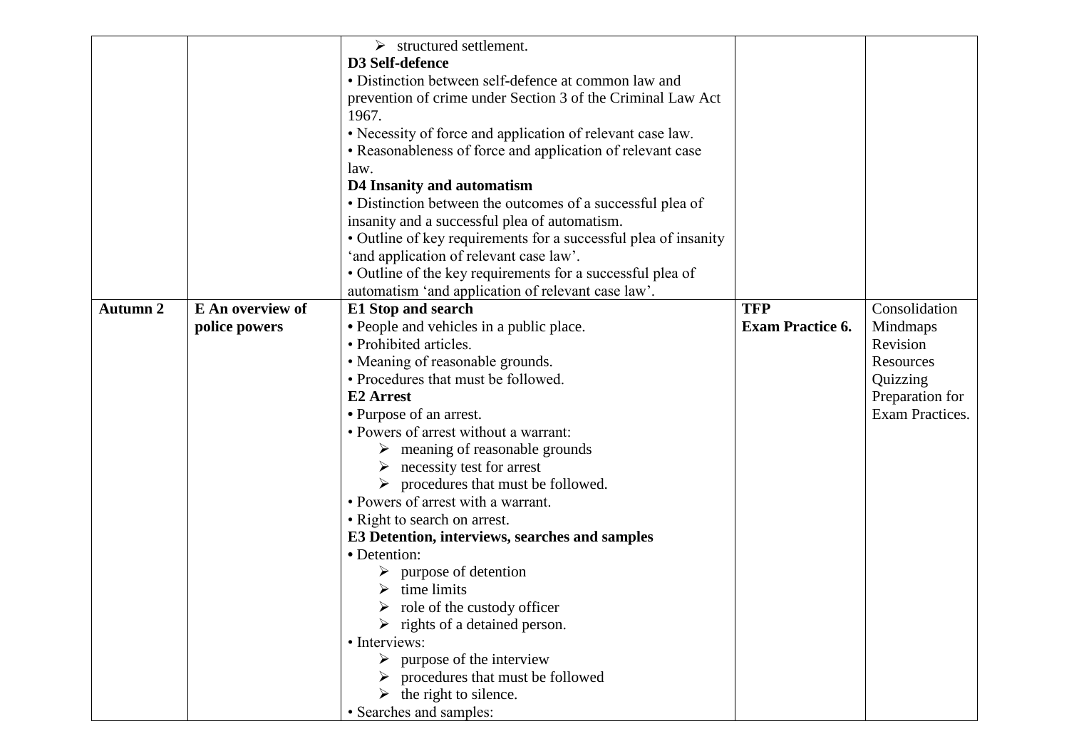| | | | | |
|---|---|---|---|---|
| | | ➢ structured settlement.<br>**D3 Self-defence**<br>• Distinction between self-defence at common law and prevention of crime under Section 3 of the Criminal Law Act 1967.<br>• Necessity of force and application of relevant case law.<br>• Reasonableness of force and application of relevant case law.<br>**D4 Insanity and automatism**<br>• Distinction between the outcomes of a successful plea of insanity and a successful plea of automatism.<br>• Outline of key requirements for a successful plea of insanity 'and application of relevant case law'.<br>• Outline of the key requirements for a successful plea of automatism 'and application of relevant case law'. | | |
| **Autumn 2** | **E An overview of police powers** | **E1 Stop and search**<br>• People and vehicles in a public place.<br>• Prohibited articles.<br>• Meaning of reasonable grounds.<br>• Procedures that must be followed.<br>**E2 Arrest**<br>• Purpose of an arrest.<br>• Powers of arrest without a warrant:<br>➢ meaning of reasonable grounds<br>➢ necessity test for arrest<br>➢ procedures that must be followed.<br>• Powers of arrest with a warrant.<br>• Right to search on arrest.<br>**E3 Detention, interviews, searches and samples**<br>• Detention:<br>➢ purpose of detention<br>➢ time limits<br>➢ role of the custody officer<br>➢ rights of a detained person.<br>• Interviews:<br>➢ purpose of the interview<br>➢ procedures that must be followed<br>➢ the right to silence.<br>• Searches and samples: | **TFP**<br>**Exam Practice 6.** | Consolidation<br>Mindmaps<br>Revision<br>Resources<br>Quizzing<br>Preparation for Exam Practices. |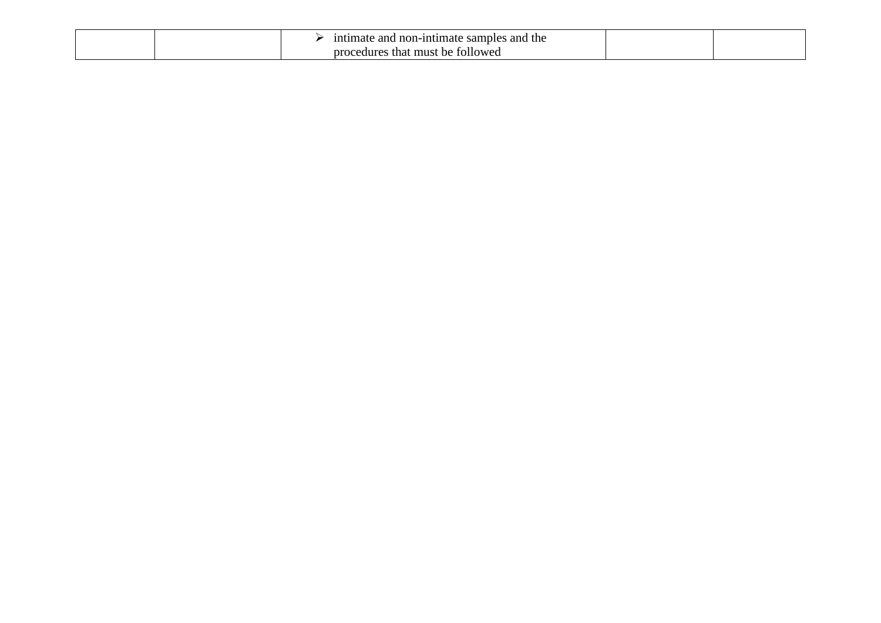| | | | | |
|---|---|---|---|---|
| | | - intimate and non-intimate samples and the procedures that must be followed | | |